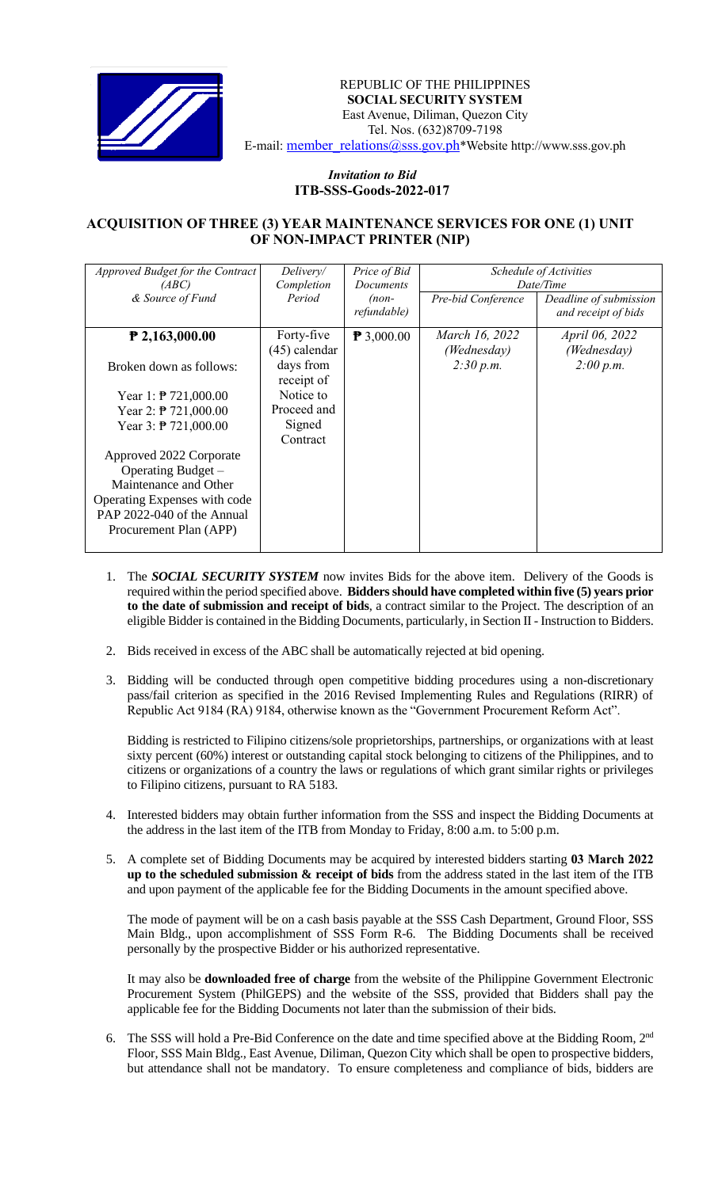REPUBLIC OF THE PHILIPPINES
**SOCIAL SECURITY SYSTEM**
East Avenue, Diliman, Quezon City
Tel. Nos. (632)8709-7198
E-mail: member_relations@sss.gov.ph*Website http://www.sss.gov.ph

*Invitation to Bid*
**ITB-SSS-Goods-2022-017**

## ACQUISITION OF THREE (3) YEAR MAINTENANCE SERVICES FOR ONE (1) UNIT OF NON-IMPACT PRINTER (NIP)

| *Approved Budget for the Contract (ABC) & Source of Fund* | *Delivery/ Completion Period* | *Price of Bid Documents (non-refundable)* | *Schedule of Activities Date/Time* | |
|---|---|---|---|---|
| | | | *Pre-bid Conference* | *Deadline of submission and receipt of bids* |
| **₱ 2,163,000.00**<br><br>Broken down as follows:<br><br>Year 1: ₱ 721,000.00<br>Year 2: ₱ 721,000.00<br>Year 3: ₱ 721,000.00<br><br>Approved 2022 Corporate Operating Budget – Maintenance and Other Operating Expenses with code PAP 2022-040 of the Annual Procurement Plan (APP) | Forty-five (45) calendar days from receipt of Notice to Proceed and Signed Contract | ₱ 3,000.00 | *March 16, 2022 (Wednesday) 2:30 p.m.* | *April 06, 2022 (Wednesday) 2:00 p.m.* |

1. The ***SOCIAL SECURITY SYSTEM*** now invites Bids for the above item. Delivery of the Goods is required within the period specified above. **Bidders should have completed within five (5) years prior to the date of submission and receipt of bids**, a contract similar to the Project. The description of an eligible Bidder is contained in the Bidding Documents, particularly, in Section II - Instruction to Bidders.

2. Bids received in excess of the ABC shall be automatically rejected at bid opening.

3. Bidding will be conducted through open competitive bidding procedures using a non-discretionary pass/fail criterion as specified in the 2016 Revised Implementing Rules and Regulations (RIRR) of Republic Act 9184 (RA) 9184, otherwise known as the "Government Procurement Reform Act".

   Bidding is restricted to Filipino citizens/sole proprietorships, partnerships, or organizations with at least sixty percent (60%) interest or outstanding capital stock belonging to citizens of the Philippines, and to citizens or organizations of a country the laws or regulations of which grant similar rights or privileges to Filipino citizens, pursuant to RA 5183.

4. Interested bidders may obtain further information from the SSS and inspect the Bidding Documents at the address in the last item of the ITB from Monday to Friday, 8:00 a.m. to 5:00 p.m.

5. A complete set of Bidding Documents may be acquired by interested bidders starting **03 March 2022 up to the scheduled submission & receipt of bids** from the address stated in the last item of the ITB and upon payment of the applicable fee for the Bidding Documents in the amount specified above.

   The mode of payment will be on a cash basis payable at the SSS Cash Department, Ground Floor, SSS Main Bldg., upon accomplishment of SSS Form R-6. The Bidding Documents shall be received personally by the prospective Bidder or his authorized representative.

   It may also be **downloaded free of charge** from the website of the Philippine Government Electronic Procurement System (PhilGEPS) and the website of the SSS, provided that Bidders shall pay the applicable fee for the Bidding Documents not later than the submission of their bids.

6. The SSS will hold a Pre-Bid Conference on the date and time specified above at the Bidding Room, 2nd Floor, SSS Main Bldg., East Avenue, Diliman, Quezon City which shall be open to prospective bidders, but attendance shall not be mandatory. To ensure completeness and compliance of bids, bidders are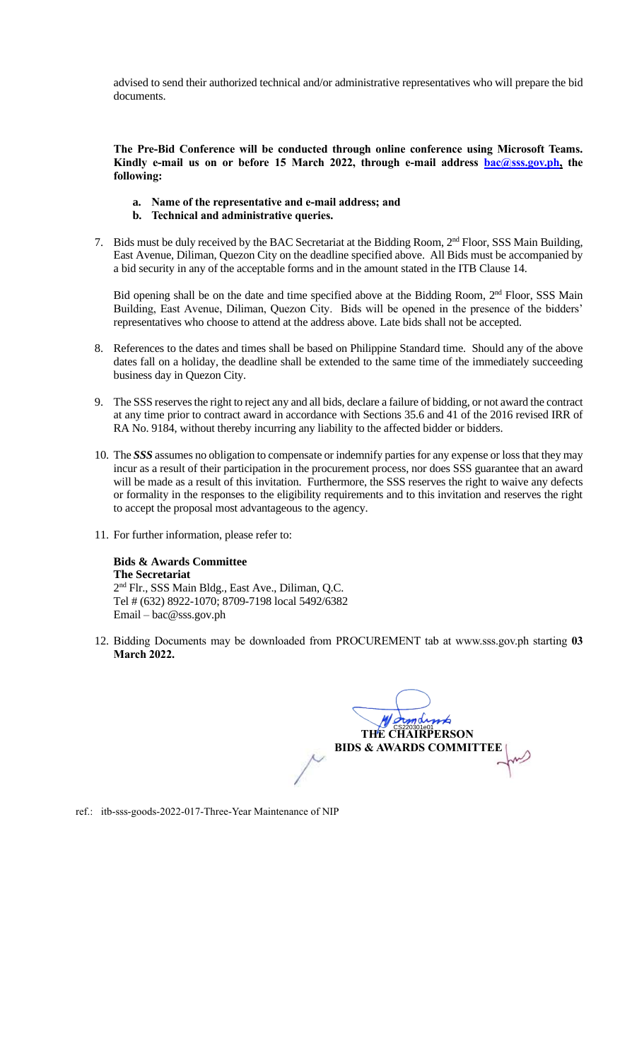advised to send their authorized technical and/or administrative representatives who will prepare the bid documents.

**The Pre-Bid Conference will be conducted through online conference using Microsoft Teams. Kindly e-mail us on or before 15 March 2022, through e-mail address bac@sss.gov.ph, the following:**

**a. Name of the representative and e-mail address; and**
**b. Technical and administrative queries.**

7. Bids must be duly received by the BAC Secretariat at the Bidding Room, 2nd Floor, SSS Main Building, East Avenue, Diliman, Quezon City on the deadline specified above. All Bids must be accompanied by a bid security in any of the acceptable forms and in the amount stated in the ITB Clause 14.

   Bid opening shall be on the date and time specified above at the Bidding Room, 2nd Floor, SSS Main Building, East Avenue, Diliman, Quezon City. Bids will be opened in the presence of the bidders' representatives who choose to attend at the address above. Late bids shall not be accepted.

8. References to the dates and times shall be based on Philippine Standard time. Should any of the above dates fall on a holiday, the deadline shall be extended to the same time of the immediately succeeding business day in Quezon City.

9. The SSS reserves the right to reject any and all bids, declare a failure of bidding, or not award the contract at any time prior to contract award in accordance with Sections 35.6 and 41 of the 2016 revised IRR of RA No. 9184, without thereby incurring any liability to the affected bidder or bidders.

10. The ***SSS*** assumes no obligation to compensate or indemnify parties for any expense or loss that they may incur as a result of their participation in the procurement process, nor does SSS guarantee that an award will be made as a result of this invitation. Furthermore, the SSS reserves the right to waive any defects or formality in the responses to the eligibility requirements and to this invitation and reserves the right to accept the proposal most advantageous to the agency.

11. For further information, please refer to:

    **Bids & Awards Committee**
    **The Secretariat**
    2nd Flr., SSS Main Bldg., East Ave., Diliman, Q.C.
    Tel # (632) 8922-1070; 8709-7198 local 5492/6382
    Email – bac@sss.gov.ph

12. Bidding Documents may be downloaded from PROCUREMENT tab at www.sss.gov.ph starting **03 March 2022.**

CS220301e01
**THE CHAIRPERSON**
**BIDS & AWARDS COMMITTEE**

ref.: itb-sss-goods-2022-017-Three-Year Maintenance of NIP